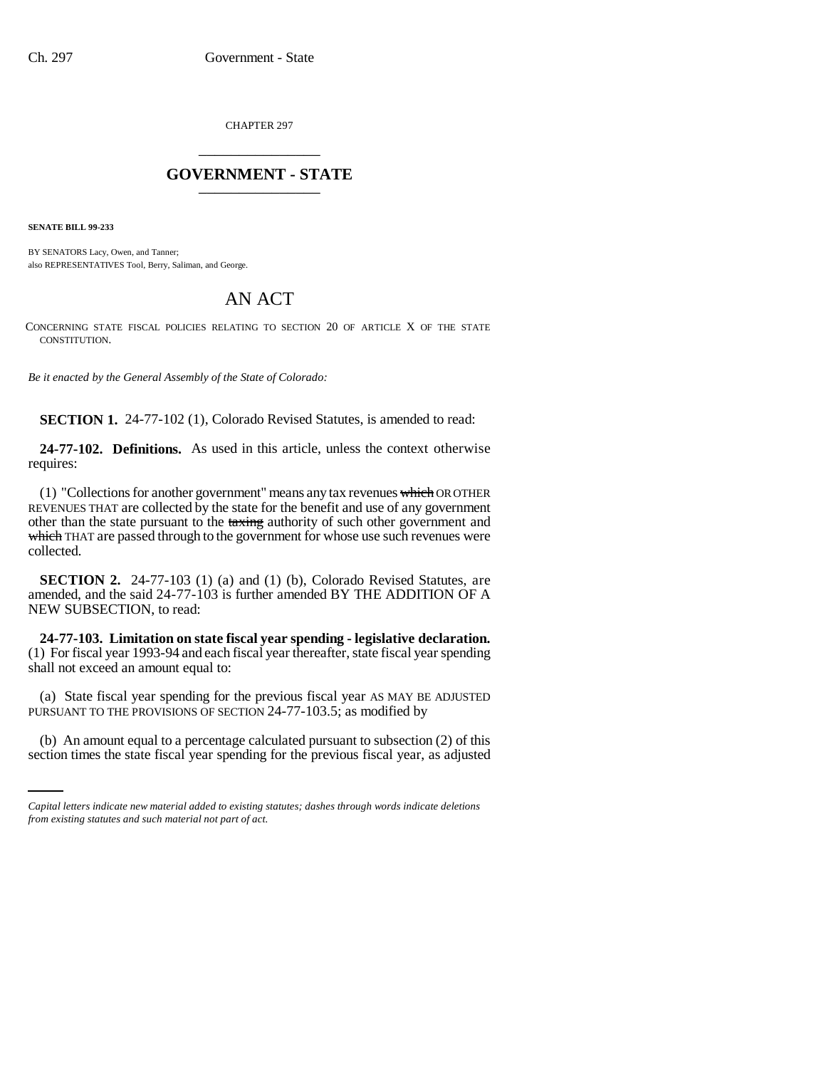CHAPTER 297

## GOVERNMENT - STATE

**SENATE BILL 99-233**

BY SENATORS Lacy, Owen, and Tanner;
also REPRESENTATIVES Tool, Berry, Saliman, and George.

# AN ACT

CONCERNING STATE FISCAL POLICIES RELATING TO SECTION 20 OF ARTICLE X OF THE STATE CONSTITUTION.

*Be it enacted by the General Assembly of the State of Colorado:*

**SECTION 1.** 24-77-102 (1), Colorado Revised Statutes, is amended to read:

**24-77-102. Definitions.** As used in this article, unless the context otherwise requires:

(1) "Collections for another government" means any tax revenues ~~which~~ OR OTHER REVENUES THAT are collected by the state for the benefit and use of any government other than the state pursuant to the ~~taxing~~ authority of such other government and ~~which~~ THAT are passed through to the government for whose use such revenues were collected.

**SECTION 2.** 24-77-103 (1) (a) and (1) (b), Colorado Revised Statutes, are amended, and the said 24-77-103 is further amended BY THE ADDITION OF A NEW SUBSECTION, to read:

**24-77-103. Limitation on state fiscal year spending - legislative declaration.** (1) For fiscal year 1993-94 and each fiscal year thereafter, state fiscal year spending shall not exceed an amount equal to:

(a) State fiscal year spending for the previous fiscal year AS MAY BE ADJUSTED PURSUANT TO THE PROVISIONS OF SECTION 24-77-103.5; as modified by

(b) An amount equal to a percentage calculated pursuant to subsection (2) of this section times the state fiscal year spending for the previous fiscal year, as adjusted

*Capital letters indicate new material added to existing statutes; dashes through words indicate deletions from existing statutes and such material not part of act.*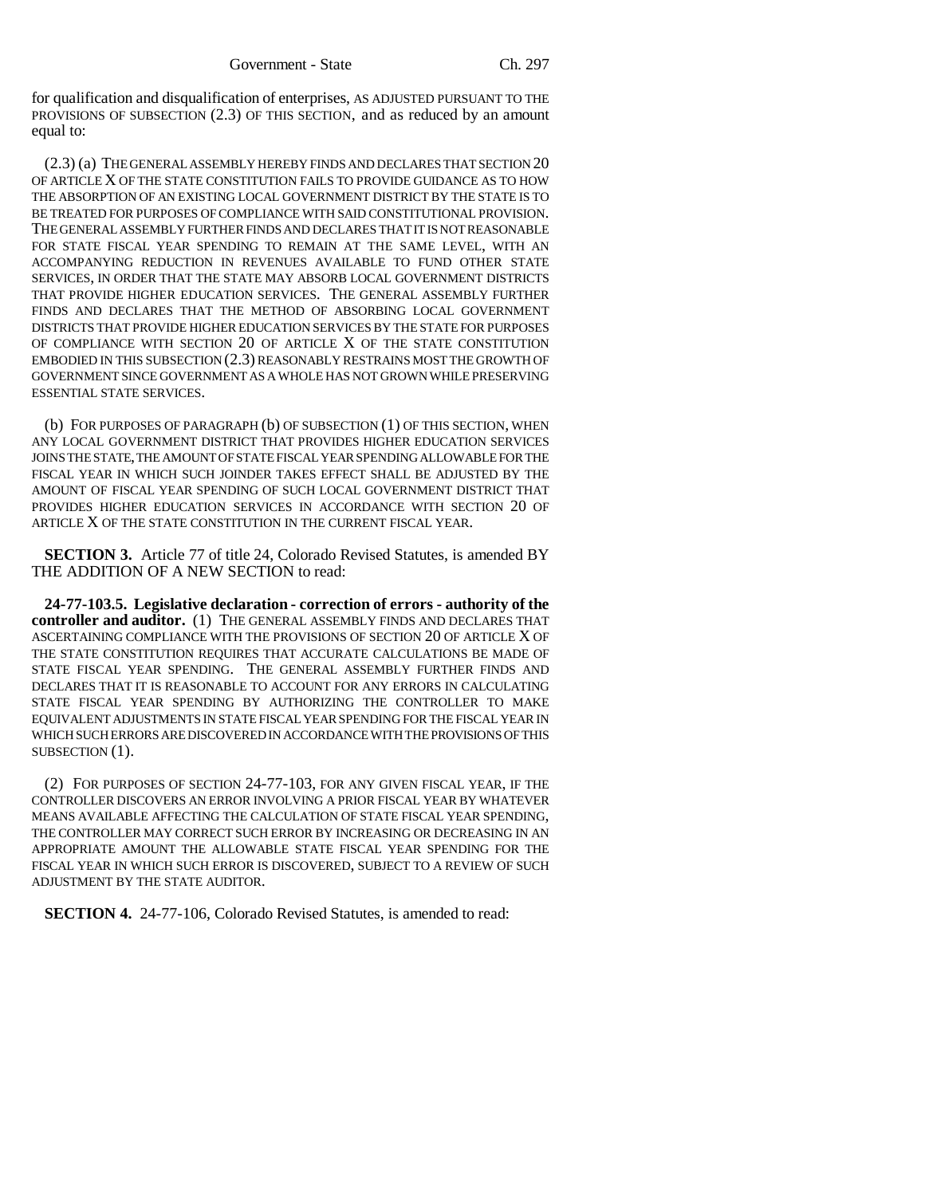for qualification and disqualification of enterprises, AS ADJUSTED PURSUANT TO THE PROVISIONS OF SUBSECTION (2.3) OF THIS SECTION, and as reduced by an amount equal to:

(2.3) (a) THE GENERAL ASSEMBLY HEREBY FINDS AND DECLARES THAT SECTION 20 OF ARTICLE X OF THE STATE CONSTITUTION FAILS TO PROVIDE GUIDANCE AS TO HOW THE ABSORPTION OF AN EXISTING LOCAL GOVERNMENT DISTRICT BY THE STATE IS TO BE TREATED FOR PURPOSES OF COMPLIANCE WITH SAID CONSTITUTIONAL PROVISION. THE GENERAL ASSEMBLY FURTHER FINDS AND DECLARES THAT IT IS NOT REASONABLE FOR STATE FISCAL YEAR SPENDING TO REMAIN AT THE SAME LEVEL, WITH AN ACCOMPANYING REDUCTION IN REVENUES AVAILABLE TO FUND OTHER STATE SERVICES, IN ORDER THAT THE STATE MAY ABSORB LOCAL GOVERNMENT DISTRICTS THAT PROVIDE HIGHER EDUCATION SERVICES. THE GENERAL ASSEMBLY FURTHER FINDS AND DECLARES THAT THE METHOD OF ABSORBING LOCAL GOVERNMENT DISTRICTS THAT PROVIDE HIGHER EDUCATION SERVICES BY THE STATE FOR PURPOSES OF COMPLIANCE WITH SECTION 20 OF ARTICLE X OF THE STATE CONSTITUTION EMBODIED IN THIS SUBSECTION (2.3) REASONABLY RESTRAINS MOST THE GROWTH OF GOVERNMENT SINCE GOVERNMENT AS A WHOLE HAS NOT GROWN WHILE PRESERVING ESSENTIAL STATE SERVICES.

(b) FOR PURPOSES OF PARAGRAPH (b) OF SUBSECTION (1) OF THIS SECTION, WHEN ANY LOCAL GOVERNMENT DISTRICT THAT PROVIDES HIGHER EDUCATION SERVICES JOINS THE STATE, THE AMOUNT OF STATE FISCAL YEAR SPENDING ALLOWABLE FOR THE FISCAL YEAR IN WHICH SUCH JOINDER TAKES EFFECT SHALL BE ADJUSTED BY THE AMOUNT OF FISCAL YEAR SPENDING OF SUCH LOCAL GOVERNMENT DISTRICT THAT PROVIDES HIGHER EDUCATION SERVICES IN ACCORDANCE WITH SECTION 20 OF ARTICLE X OF THE STATE CONSTITUTION IN THE CURRENT FISCAL YEAR.

**SECTION 3.** Article 77 of title 24, Colorado Revised Statutes, is amended BY THE ADDITION OF A NEW SECTION to read:

**24-77-103.5. Legislative declaration - correction of errors - authority of the controller and auditor.** (1) THE GENERAL ASSEMBLY FINDS AND DECLARES THAT ASCERTAINING COMPLIANCE WITH THE PROVISIONS OF SECTION 20 OF ARTICLE X OF THE STATE CONSTITUTION REQUIRES THAT ACCURATE CALCULATIONS BE MADE OF STATE FISCAL YEAR SPENDING. THE GENERAL ASSEMBLY FURTHER FINDS AND DECLARES THAT IT IS REASONABLE TO ACCOUNT FOR ANY ERRORS IN CALCULATING STATE FISCAL YEAR SPENDING BY AUTHORIZING THE CONTROLLER TO MAKE EQUIVALENT ADJUSTMENTS IN STATE FISCAL YEAR SPENDING FOR THE FISCAL YEAR IN WHICH SUCH ERRORS ARE DISCOVERED IN ACCORDANCE WITH THE PROVISIONS OF THIS SUBSECTION (1).

(2) FOR PURPOSES OF SECTION 24-77-103, FOR ANY GIVEN FISCAL YEAR, IF THE CONTROLLER DISCOVERS AN ERROR INVOLVING A PRIOR FISCAL YEAR BY WHATEVER MEANS AVAILABLE AFFECTING THE CALCULATION OF STATE FISCAL YEAR SPENDING, THE CONTROLLER MAY CORRECT SUCH ERROR BY INCREASING OR DECREASING IN AN APPROPRIATE AMOUNT THE ALLOWABLE STATE FISCAL YEAR SPENDING FOR THE FISCAL YEAR IN WHICH SUCH ERROR IS DISCOVERED, SUBJECT TO A REVIEW OF SUCH ADJUSTMENT BY THE STATE AUDITOR.

**SECTION 4.** 24-77-106, Colorado Revised Statutes, is amended to read: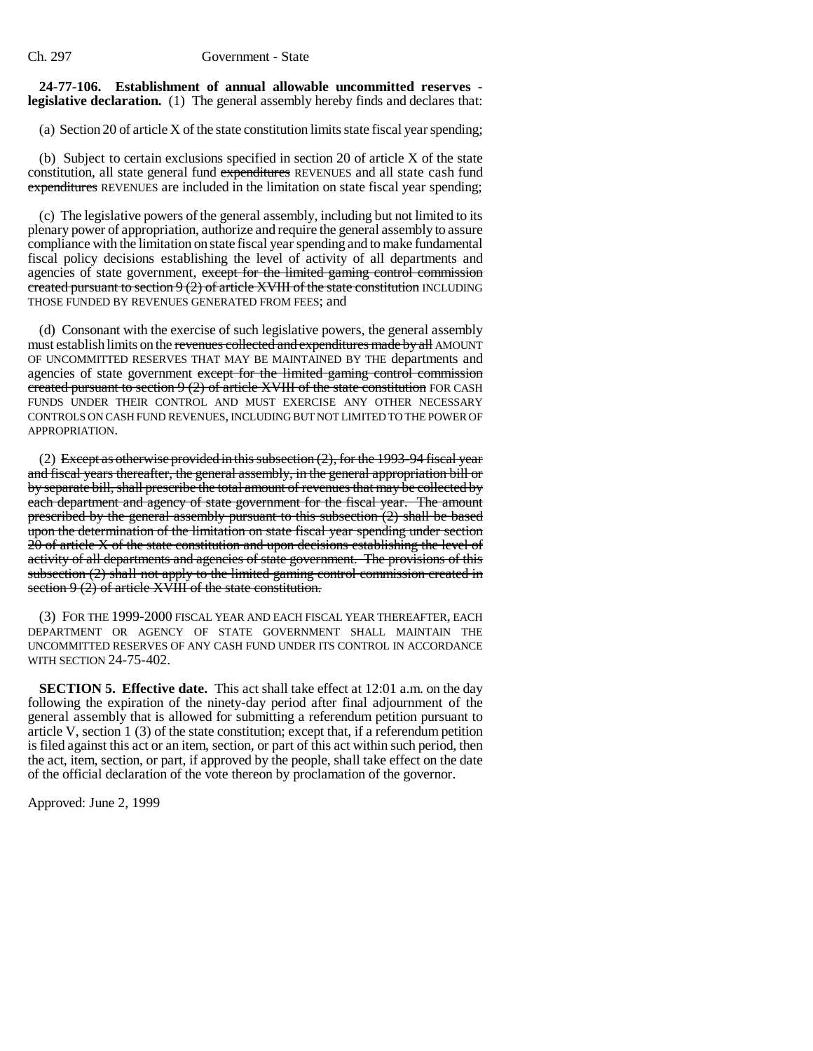**24-77-106. Establishment of annual allowable uncommitted reserves - legislative declaration.** (1) The general assembly hereby finds and declares that:

(a) Section 20 of article X of the state constitution limits state fiscal year spending;

(b) Subject to certain exclusions specified in section 20 of article X of the state constitution, all state general fund ~~expenditures~~ REVENUES and all state cash fund ~~expenditures~~ REVENUES are included in the limitation on state fiscal year spending;

(c) The legislative powers of the general assembly, including but not limited to its plenary power of appropriation, authorize and require the general assembly to assure compliance with the limitation on state fiscal year spending and to make fundamental fiscal policy decisions establishing the level of activity of all departments and agencies of state government, ~~except for the limited gaming control commission created pursuant to section 9 (2) of article XVIII of the state constitution~~ INCLUDING THOSE FUNDED BY REVENUES GENERATED FROM FEES; and

(d) Consonant with the exercise of such legislative powers, the general assembly must establish limits on the ~~revenues collected and expenditures made by all~~ AMOUNT OF UNCOMMITTED RESERVES THAT MAY BE MAINTAINED BY THE departments and agencies of state government ~~except for the limited gaming control commission created pursuant to section 9 (2) of article XVIII of the state constitution~~ FOR CASH FUNDS UNDER THEIR CONTROL AND MUST EXERCISE ANY OTHER NECESSARY CONTROLS ON CASH FUND REVENUES, INCLUDING BUT NOT LIMITED TO THE POWER OF APPROPRIATION.

(2) ~~Except as otherwise provided in this subsection (2), for the 1993-94 fiscal year and fiscal years thereafter, the general assembly, in the general appropriation bill or by separate bill, shall prescribe the total amount of revenues that may be collected by each department and agency of state government for the fiscal year. The amount prescribed by the general assembly pursuant to this subsection (2) shall be based upon the determination of the limitation on state fiscal year spending under section 20 of article X of the state constitution and upon decisions establishing the level of activity of all departments and agencies of state government. The provisions of this subsection (2) shall not apply to the limited gaming control commission created in section 9 (2) of article XVIII of the state constitution.~~

(3) FOR THE 1999-2000 FISCAL YEAR AND EACH FISCAL YEAR THEREAFTER, EACH DEPARTMENT OR AGENCY OF STATE GOVERNMENT SHALL MAINTAIN THE UNCOMMITTED RESERVES OF ANY CASH FUND UNDER ITS CONTROL IN ACCORDANCE WITH SECTION 24-75-402.

**SECTION 5. Effective date.** This act shall take effect at 12:01 a.m. on the day following the expiration of the ninety-day period after final adjournment of the general assembly that is allowed for submitting a referendum petition pursuant to article V, section 1 (3) of the state constitution; except that, if a referendum petition is filed against this act or an item, section, or part of this act within such period, then the act, item, section, or part, if approved by the people, shall take effect on the date of the official declaration of the vote thereon by proclamation of the governor.

Approved: June 2, 1999